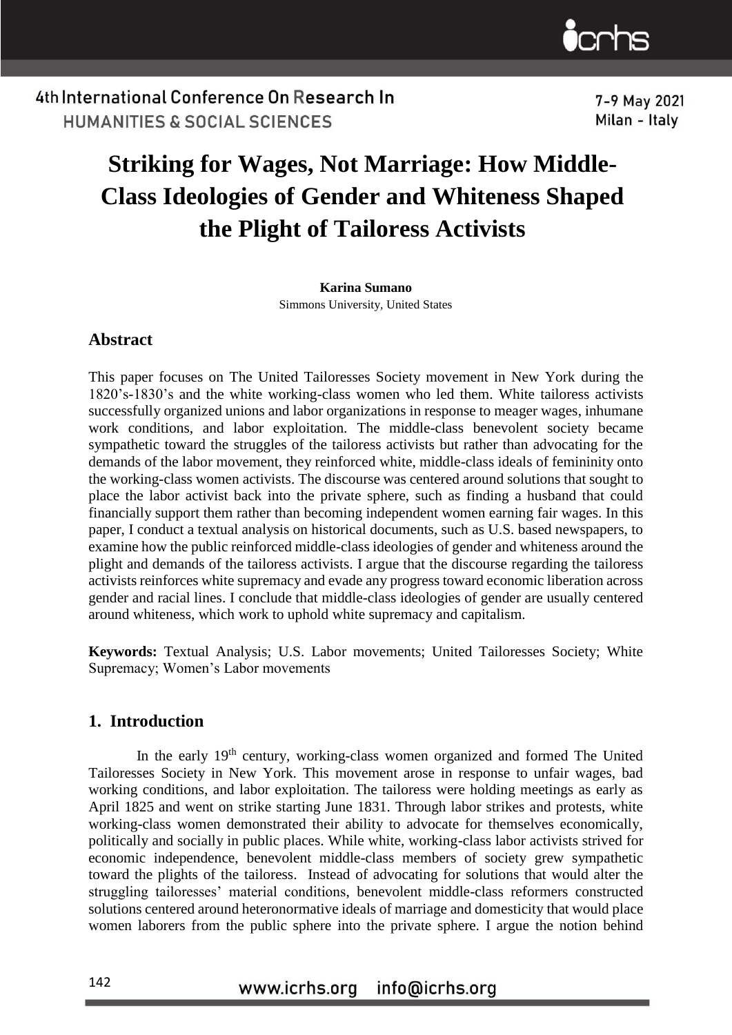# Striking for Wages, Not Marriage: How Middle-Class Ideologies of Gender and Whiteness Shaped the Plight of Tailoress Activists

**Karina Sumano**

Simmons University, United States

## Abstract

This paper focuses on The United Tailoresses Society movement in New York during the 1820's-1830's and the white working-class women who led them. White tailoress activists successfully organized unions and labor organizations in response to meager wages, inhumane work conditions, and labor exploitation. The middle-class benevolent society became sympathetic toward the struggles of the tailoress activists but rather than advocating for the demands of the labor movement, they reinforced white, middle-class ideals of femininity onto the working-class women activists. The discourse was centered around solutions that sought to place the labor activist back into the private sphere, such as finding a husband that could financially support them rather than becoming independent women earning fair wages. In this paper, I conduct a textual analysis on historical documents, such as U.S. based newspapers, to examine how the public reinforced middle-class ideologies of gender and whiteness around the plight and demands of the tailoress activists. I argue that the discourse regarding the tailoress activists reinforces white supremacy and evade any progress toward economic liberation across gender and racial lines. I conclude that middle-class ideologies of gender are usually centered around whiteness, which work to uphold white supremacy and capitalism.

**Keywords:** Textual Analysis; U.S. Labor movements; United Tailoresses Society; White Supremacy; Women's Labor movements

## 1. Introduction

In the early 19th century, working-class women organized and formed The United Tailoresses Society in New York. This movement arose in response to unfair wages, bad working conditions, and labor exploitation. The tailoress were holding meetings as early as April 1825 and went on strike starting June 1831. Through labor strikes and protests, white working-class women demonstrated their ability to advocate for themselves economically, politically and socially in public places. While white, working-class labor activists strived for economic independence, benevolent middle-class members of society grew sympathetic toward the plights of the tailoress. Instead of advocating for solutions that would alter the struggling tailoresses' material conditions, benevolent middle-class reformers constructed solutions centered around heteronormative ideals of marriage and domesticity that would place women laborers from the public sphere into the private sphere. I argue the notion behind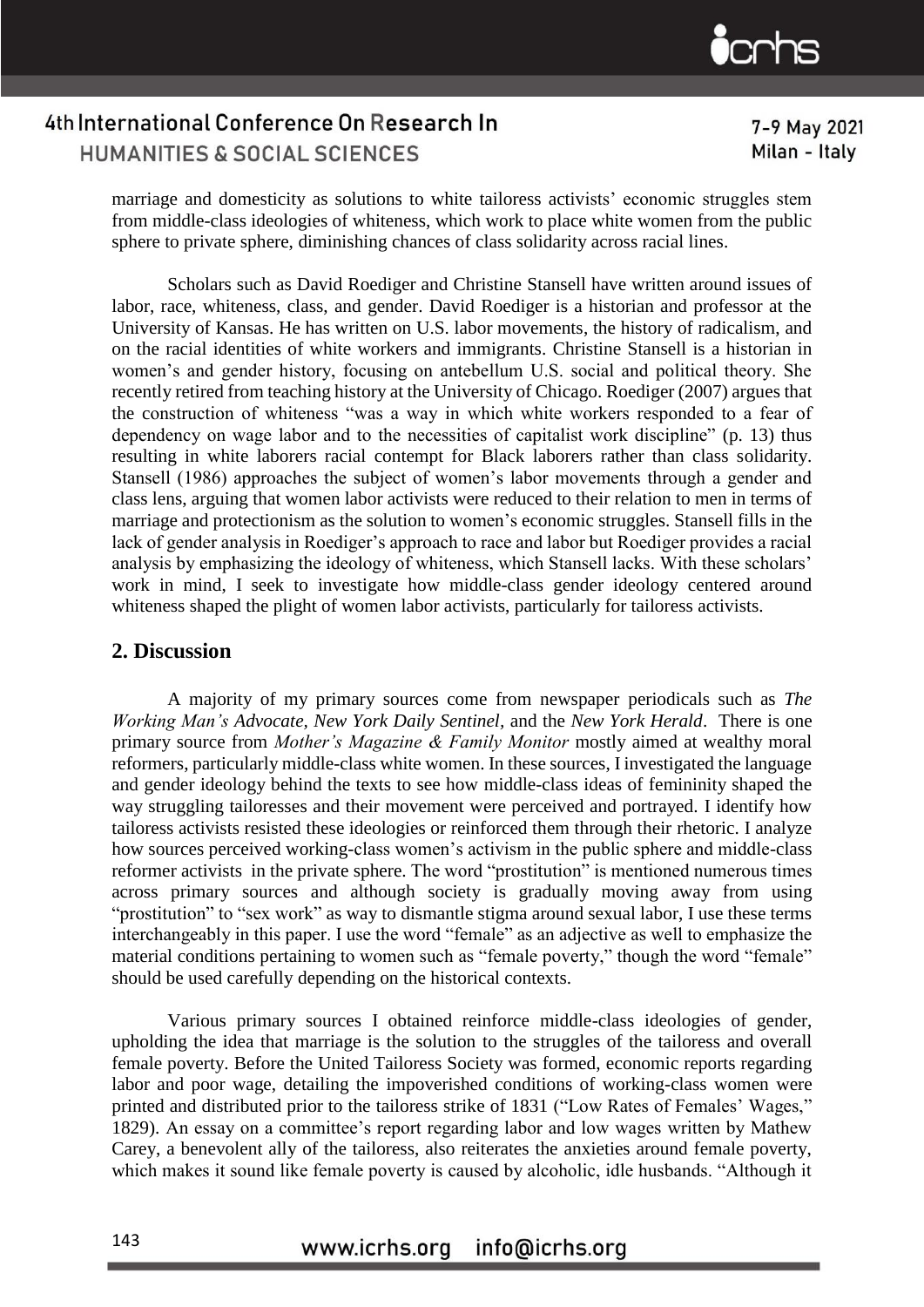marriage and domesticity as solutions to white tailoress activists' economic struggles stem from middle-class ideologies of whiteness, which work to place white women from the public sphere to private sphere, diminishing chances of class solidarity across racial lines.

Scholars such as David Roediger and Christine Stansell have written around issues of labor, race, whiteness, class, and gender. David Roediger is a historian and professor at the University of Kansas. He has written on U.S. labor movements, the history of radicalism, and on the racial identities of white workers and immigrants. Christine Stansell is a historian in women's and gender history, focusing on antebellum U.S. social and political theory. She recently retired from teaching history at the University of Chicago. Roediger (2007) argues that the construction of whiteness "was a way in which white workers responded to a fear of dependency on wage labor and to the necessities of capitalist work discipline" (p. 13) thus resulting in white laborers racial contempt for Black laborers rather than class solidarity. Stansell (1986) approaches the subject of women's labor movements through a gender and class lens, arguing that women labor activists were reduced to their relation to men in terms of marriage and protectionism as the solution to women's economic struggles. Stansell fills in the lack of gender analysis in Roediger's approach to race and labor but Roediger provides a racial analysis by emphasizing the ideology of whiteness, which Stansell lacks. With these scholars' work in mind, I seek to investigate how middle-class gender ideology centered around whiteness shaped the plight of women labor activists, particularly for tailoress activists.

## 2. Discussion

A majority of my primary sources come from newspaper periodicals such as *The Working Man's Advocate*, *New York Daily Sentinel*, and the *New York Herald*. There is one primary source from *Mother's Magazine & Family Monitor* mostly aimed at wealthy moral reformers, particularly middle-class white women. In these sources, I investigated the language and gender ideology behind the texts to see how middle-class ideas of femininity shaped the way struggling tailoresses and their movement were perceived and portrayed. I identify how tailoress activists resisted these ideologies or reinforced them through their rhetoric. I analyze how sources perceived working-class women's activism in the public sphere and middle-class reformer activists in the private sphere. The word "prostitution" is mentioned numerous times across primary sources and although society is gradually moving away from using "prostitution" to "sex work" as way to dismantle stigma around sexual labor, I use these terms interchangeably in this paper. I use the word "female" as an adjective as well to emphasize the material conditions pertaining to women such as "female poverty," though the word "female" should be used carefully depending on the historical contexts.

Various primary sources I obtained reinforce middle-class ideologies of gender, upholding the idea that marriage is the solution to the struggles of the tailoress and overall female poverty. Before the United Tailoress Society was formed, economic reports regarding labor and poor wage, detailing the impoverished conditions of working-class women were printed and distributed prior to the tailoress strike of 1831 ("Low Rates of Females' Wages," 1829). An essay on a committee's report regarding labor and low wages written by Mathew Carey, a benevolent ally of the tailoress, also reiterates the anxieties around female poverty, which makes it sound like female poverty is caused by alcoholic, idle husbands. "Although it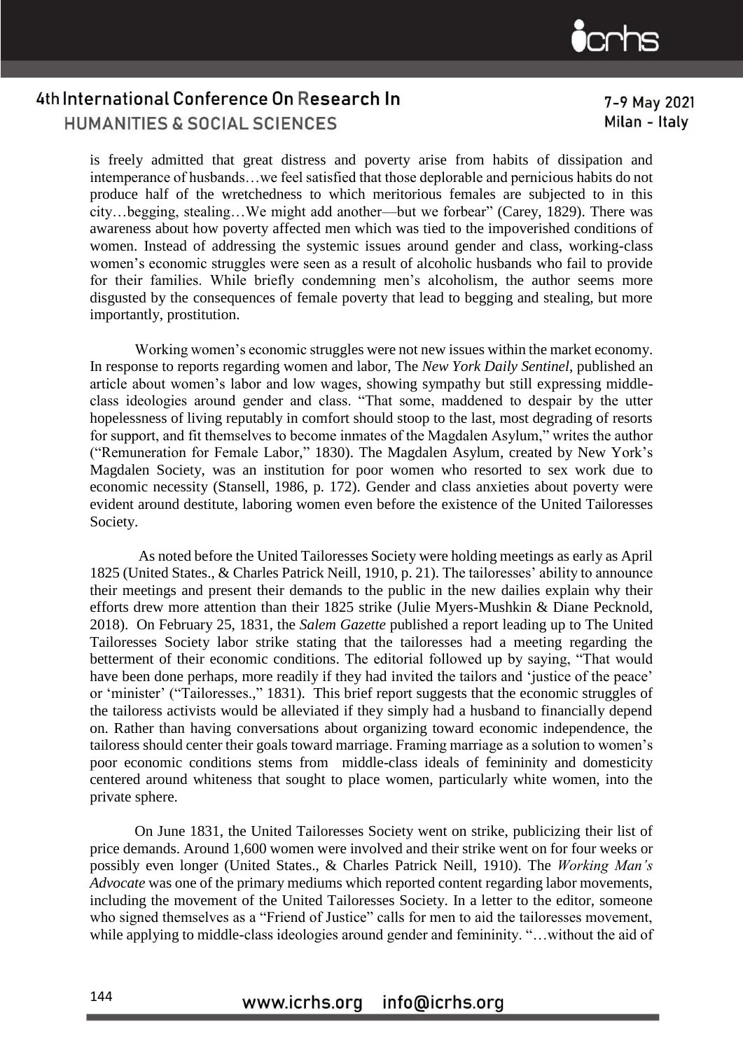is freely admitted that great distress and poverty arise from habits of dissipation and intemperance of husbands…we feel satisfied that those deplorable and pernicious habits do not produce half of the wretchedness to which meritorious females are subjected to in this city…begging, stealing…We might add another—but we forbear" (Carey, 1829). There was awareness about how poverty affected men which was tied to the impoverished conditions of women. Instead of addressing the systemic issues around gender and class, working-class women's economic struggles were seen as a result of alcoholic husbands who fail to provide for their families. While briefly condemning men's alcoholism, the author seems more disgusted by the consequences of female poverty that lead to begging and stealing, but more importantly, prostitution.

Working women's economic struggles were not new issues within the market economy. In response to reports regarding women and labor, The *New York Daily Sentinel*, published an article about women's labor and low wages, showing sympathy but still expressing middle-class ideologies around gender and class. "That some, maddened to despair by the utter hopelessness of living reputably in comfort should stoop to the last, most degrading of resorts for support, and fit themselves to become inmates of the Magdalen Asylum," writes the author ("Remuneration for Female Labor," 1830). The Magdalen Asylum, created by New York's Magdalen Society, was an institution for poor women who resorted to sex work due to economic necessity (Stansell, 1986, p. 172). Gender and class anxieties about poverty were evident around destitute, laboring women even before the existence of the United Tailoresses Society.

As noted before the United Tailoresses Society were holding meetings as early as April 1825 (United States., & Charles Patrick Neill, 1910, p. 21). The tailoresses' ability to announce their meetings and present their demands to the public in the new dailies explain why their efforts drew more attention than their 1825 strike (Julie Myers-Mushkin & Diane Pecknold, 2018). On February 25, 1831, the *Salem Gazette* published a report leading up to The United Tailoresses Society labor strike stating that the tailoresses had a meeting regarding the betterment of their economic conditions. The editorial followed up by saying, "That would have been done perhaps, more readily if they had invited the tailors and 'justice of the peace' or 'minister' ("Tailoresses.," 1831). This brief report suggests that the economic struggles of the tailoress activists would be alleviated if they simply had a husband to financially depend on. Rather than having conversations about organizing toward economic independence, the tailoress should center their goals toward marriage. Framing marriage as a solution to women's poor economic conditions stems from middle-class ideals of femininity and domesticity centered around whiteness that sought to place women, particularly white women, into the private sphere.

On June 1831, the United Tailoresses Society went on strike, publicizing their list of price demands. Around 1,600 women were involved and their strike went on for four weeks or possibly even longer (United States., & Charles Patrick Neill, 1910). The *Working Man's Advocate* was one of the primary mediums which reported content regarding labor movements, including the movement of the United Tailoresses Society. In a letter to the editor, someone who signed themselves as a "Friend of Justice" calls for men to aid the tailoresses movement, while applying to middle-class ideologies around gender and femininity. "…without the aid of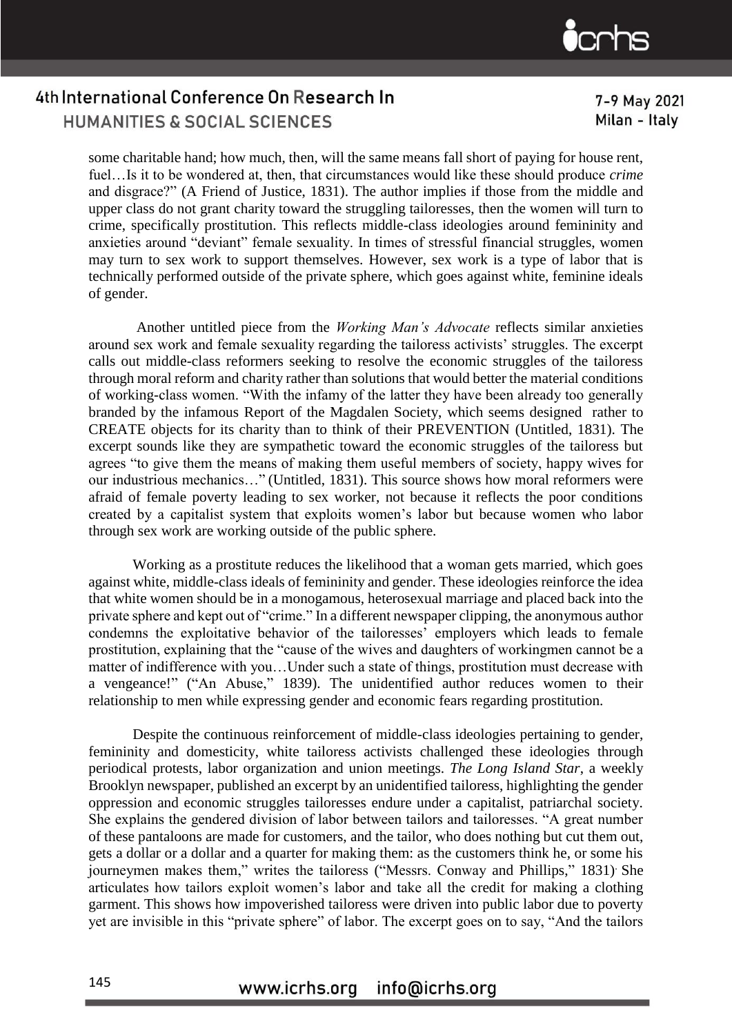some charitable hand; how much, then, will the same means fall short of paying for house rent, fuel…Is it to be wondered at, then, that circumstances would like these should produce *crime* and disgrace?" (A Friend of Justice, 1831). The author implies if those from the middle and upper class do not grant charity toward the struggling tailoresses, then the women will turn to crime, specifically prostitution. This reflects middle-class ideologies around femininity and anxieties around "deviant" female sexuality. In times of stressful financial struggles, women may turn to sex work to support themselves. However, sex work is a type of labor that is technically performed outside of the private sphere, which goes against white, feminine ideals of gender.

Another untitled piece from the *Working Man's Advocate* reflects similar anxieties around sex work and female sexuality regarding the tailoress activists' struggles. The excerpt calls out middle-class reformers seeking to resolve the economic struggles of the tailoress through moral reform and charity rather than solutions that would better the material conditions of working-class women. "With the infamy of the latter they have been already too generally branded by the infamous Report of the Magdalen Society, which seems designed rather to CREATE objects for its charity than to think of their PREVENTION (Untitled, 1831). The excerpt sounds like they are sympathetic toward the economic struggles of the tailoress but agrees "to give them the means of making them useful members of society, happy wives for our industrious mechanics…" (Untitled, 1831). This source shows how moral reformers were afraid of female poverty leading to sex worker, not because it reflects the poor conditions created by a capitalist system that exploits women's labor but because women who labor through sex work are working outside of the public sphere.

Working as a prostitute reduces the likelihood that a woman gets married, which goes against white, middle-class ideals of femininity and gender. These ideologies reinforce the idea that white women should be in a monogamous, heterosexual marriage and placed back into the private sphere and kept out of "crime." In a different newspaper clipping, the anonymous author condemns the exploitative behavior of the tailoresses' employers which leads to female prostitution, explaining that the "cause of the wives and daughters of workingmen cannot be a matter of indifference with you…Under such a state of things, prostitution must decrease with a vengeance!" ("An Abuse," 1839). The unidentified author reduces women to their relationship to men while expressing gender and economic fears regarding prostitution.

Despite the continuous reinforcement of middle-class ideologies pertaining to gender, femininity and domesticity, white tailoress activists challenged these ideologies through periodical protests, labor organization and union meetings. *The Long Island Star*, a weekly Brooklyn newspaper, published an excerpt by an unidentified tailoress, highlighting the gender oppression and economic struggles tailoresses endure under a capitalist, patriarchal society. She explains the gendered division of labor between tailors and tailoresses. "A great number of these pantaloons are made for customers, and the tailor, who does nothing but cut them out, gets a dollar or a dollar and a quarter for making them: as the customers think he, or some his journeymen makes them," writes the tailoress ("Messrs. Conway and Phillips," 1831). She articulates how tailors exploit women's labor and take all the credit for making a clothing garment. This shows how impoverished tailoress were driven into public labor due to poverty yet are invisible in this "private sphere" of labor. The excerpt goes on to say, "And the tailors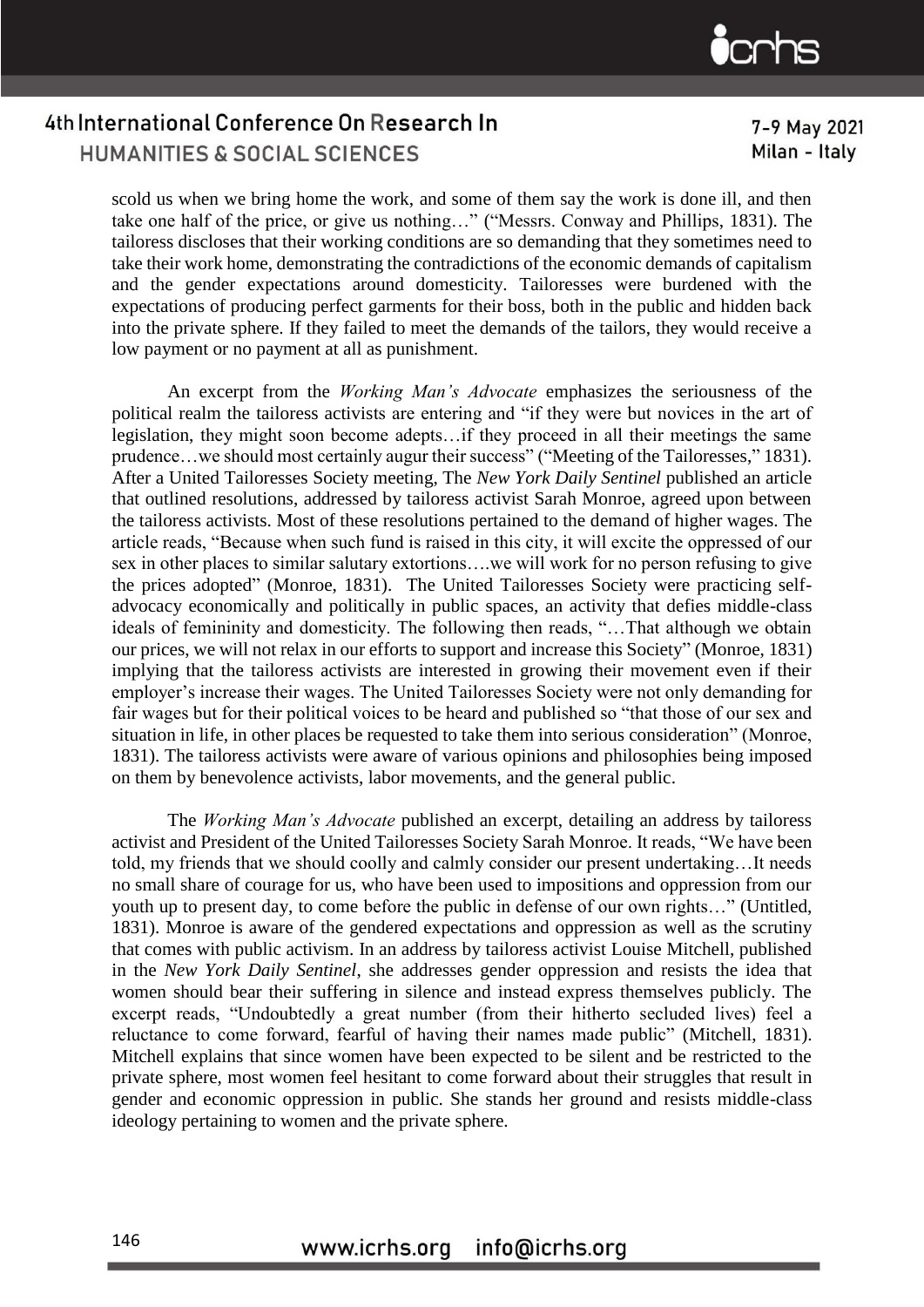scold us when we bring home the work, and some of them say the work is done ill, and then take one half of the price, or give us nothing…" ("Messrs. Conway and Phillips, 1831). The tailoress discloses that their working conditions are so demanding that they sometimes need to take their work home, demonstrating the contradictions of the economic demands of capitalism and the gender expectations around domesticity. Tailoresses were burdened with the expectations of producing perfect garments for their boss, both in the public and hidden back into the private sphere. If they failed to meet the demands of the tailors, they would receive a low payment or no payment at all as punishment.

An excerpt from the *Working Man's Advocate* emphasizes the seriousness of the political realm the tailoress activists are entering and "if they were but novices in the art of legislation, they might soon become adepts…if they proceed in all their meetings the same prudence…we should most certainly augur their success" ("Meeting of the Tailoresses," 1831). After a United Tailoresses Society meeting, The *New York Daily Sentinel* published an article that outlined resolutions, addressed by tailoress activist Sarah Monroe, agreed upon between the tailoress activists. Most of these resolutions pertained to the demand of higher wages. The article reads, "Because when such fund is raised in this city, it will excite the oppressed of our sex in other places to similar salutary extortions….we will work for no person refusing to give the prices adopted" (Monroe, 1831). The United Tailoresses Society were practicing self-advocacy economically and politically in public spaces, an activity that defies middle-class ideals of femininity and domesticity. The following then reads, "…That although we obtain our prices, we will not relax in our efforts to support and increase this Society" (Monroe, 1831) implying that the tailoress activists are interested in growing their movement even if their employer's increase their wages. The United Tailoresses Society were not only demanding for fair wages but for their political voices to be heard and published so "that those of our sex and situation in life, in other places be requested to take them into serious consideration" (Monroe, 1831). The tailoress activists were aware of various opinions and philosophies being imposed on them by benevolence activists, labor movements, and the general public.

The *Working Man's Advocate* published an excerpt, detailing an address by tailoress activist and President of the United Tailoresses Society Sarah Monroe. It reads, "We have been told, my friends that we should coolly and calmly consider our present undertaking…It needs no small share of courage for us, who have been used to impositions and oppression from our youth up to present day, to come before the public in defense of our own rights…" (Untitled, 1831). Monroe is aware of the gendered expectations and oppression as well as the scrutiny that comes with public activism. In an address by tailoress activist Louise Mitchell, published in the *New York Daily Sentinel*, she addresses gender oppression and resists the idea that women should bear their suffering in silence and instead express themselves publicly. The excerpt reads, "Undoubtedly a great number (from their hitherto secluded lives) feel a reluctance to come forward, fearful of having their names made public" (Mitchell, 1831). Mitchell explains that since women have been expected to be silent and be restricted to the private sphere, most women feel hesitant to come forward about their struggles that result in gender and economic oppression in public. She stands her ground and resists middle-class ideology pertaining to women and the private sphere.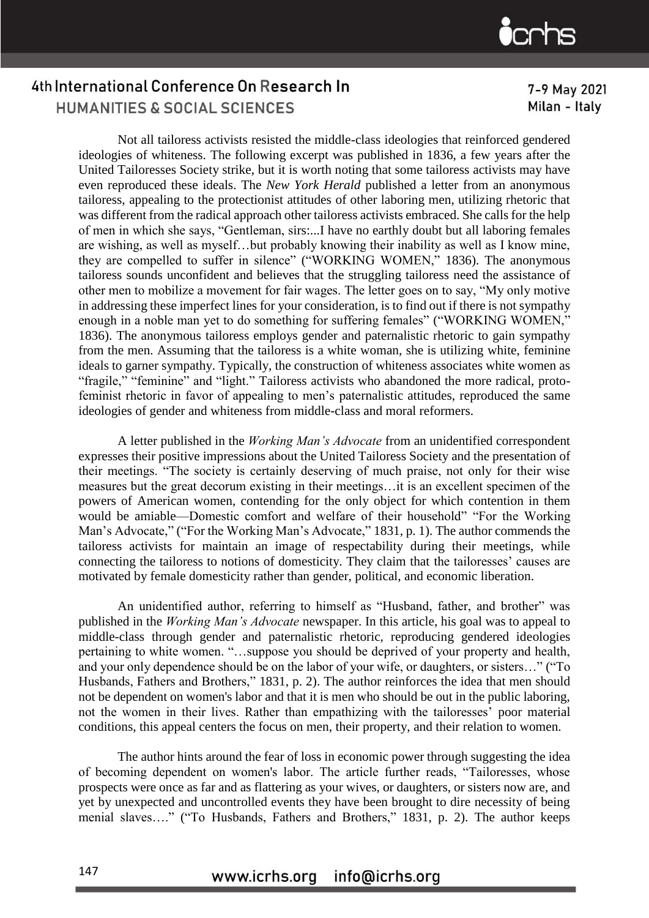Not all tailoress activists resisted the middle-class ideologies that reinforced gendered ideologies of whiteness. The following excerpt was published in 1836, a few years after the United Tailoresses Society strike, but it is worth noting that some tailoress activists may have even reproduced these ideals. The *New York Herald* published a letter from an anonymous tailoress, appealing to the protectionist attitudes of other laboring men, utilizing rhetoric that was different from the radical approach other tailoress activists embraced. She calls for the help of men in which she says, "Gentleman, sirs:...I have no earthly doubt but all laboring females are wishing, as well as myself…but probably knowing their inability as well as I know mine, they are compelled to suffer in silence" ("WORKING WOMEN," 1836). The anonymous tailoress sounds unconfident and believes that the struggling tailoress need the assistance of other men to mobilize a movement for fair wages. The letter goes on to say, "My only motive in addressing these imperfect lines for your consideration, is to find out if there is not sympathy enough in a noble man yet to do something for suffering females" ("WORKING WOMEN," 1836). The anonymous tailoress employs gender and paternalistic rhetoric to gain sympathy from the men. Assuming that the tailoress is a white woman, she is utilizing white, feminine ideals to garner sympathy. Typically, the construction of whiteness associates white women as "fragile," "feminine" and "light." Tailoress activists who abandoned the more radical, proto-feminist rhetoric in favor of appealing to men's paternalistic attitudes, reproduced the same ideologies of gender and whiteness from middle-class and moral reformers.

A letter published in the *Working Man's Advocate* from an unidentified correspondent expresses their positive impressions about the United Tailoress Society and the presentation of their meetings. "The society is certainly deserving of much praise, not only for their wise measures but the great decorum existing in their meetings…it is an excellent specimen of the powers of American women, contending for the only object for which contention in them would be amiable—Domestic comfort and welfare of their household" "For the Working Man's Advocate," ("For the Working Man's Advocate," 1831, p. 1). The author commends the tailoress activists for maintain an image of respectability during their meetings, while connecting the tailoress to notions of domesticity. They claim that the tailoresses' causes are motivated by female domesticity rather than gender, political, and economic liberation.

An unidentified author, referring to himself as "Husband, father, and brother" was published in the *Working Man's Advocate* newspaper. In this article, his goal was to appeal to middle-class through gender and paternalistic rhetoric, reproducing gendered ideologies pertaining to white women. "…suppose you should be deprived of your property and health, and your only dependence should be on the labor of your wife, or daughters, or sisters…" ("To Husbands, Fathers and Brothers," 1831, p. 2). The author reinforces the idea that men should not be dependent on women's labor and that it is men who should be out in the public laboring, not the women in their lives. Rather than empathizing with the tailoresses' poor material conditions, this appeal centers the focus on men, their property, and their relation to women.

The author hints around the fear of loss in economic power through suggesting the idea of becoming dependent on women's labor. The article further reads, "Tailoresses, whose prospects were once as far and as flattering as your wives, or daughters, or sisters now are, and yet by unexpected and uncontrolled events they have been brought to dire necessity of being menial slaves…." ("To Husbands, Fathers and Brothers," 1831, p. 2). The author keeps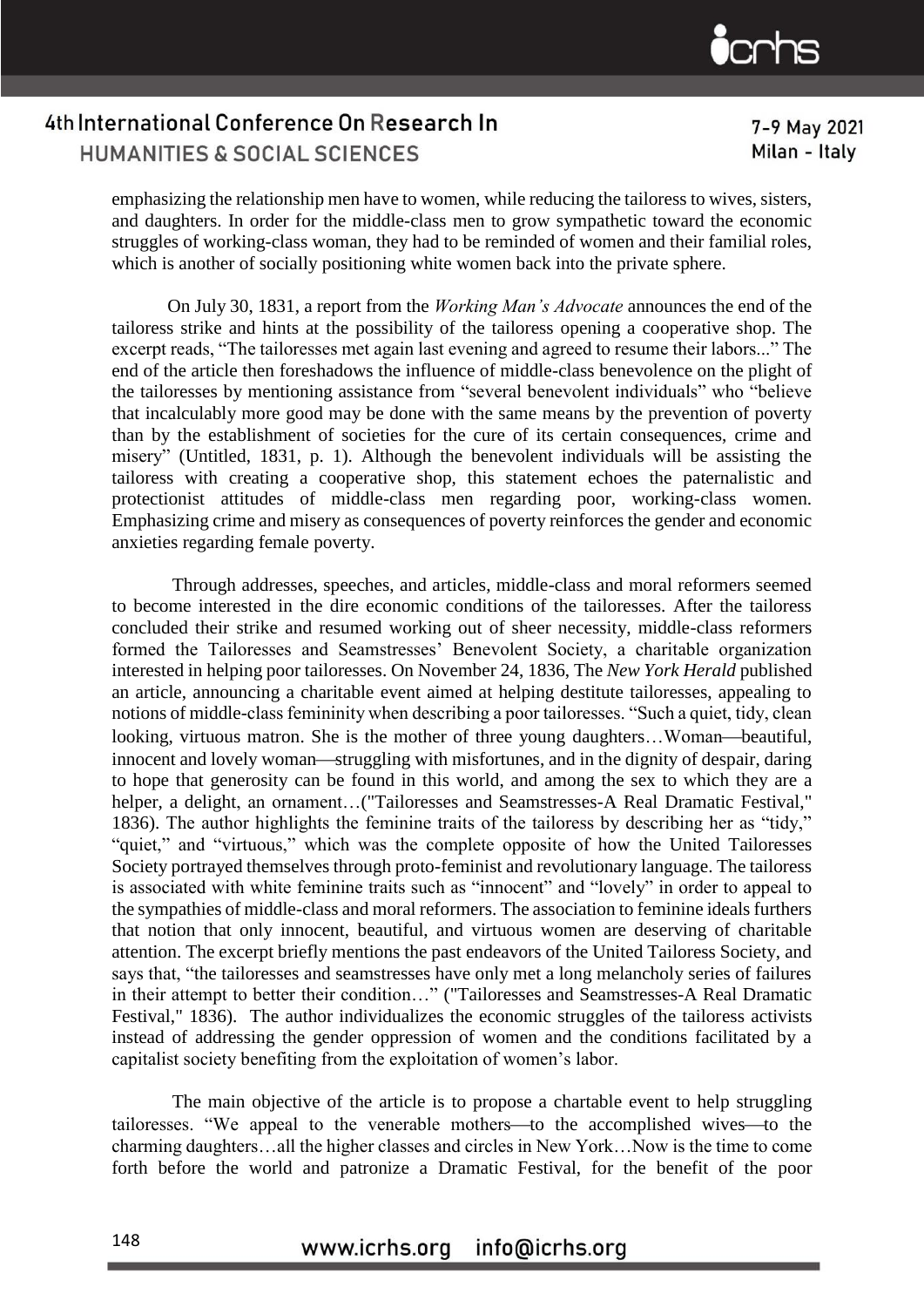emphasizing the relationship men have to women, while reducing the tailoress to wives, sisters, and daughters. In order for the middle-class men to grow sympathetic toward the economic struggles of working-class woman, they had to be reminded of women and their familial roles, which is another of socially positioning white women back into the private sphere.

On July 30, 1831, a report from the *Working Man's Advocate* announces the end of the tailoress strike and hints at the possibility of the tailoress opening a cooperative shop. The excerpt reads, "The tailoresses met again last evening and agreed to resume their labors..." The end of the article then foreshadows the influence of middle-class benevolence on the plight of the tailoresses by mentioning assistance from "several benevolent individuals" who "believe that incalculably more good may be done with the same means by the prevention of poverty than by the establishment of societies for the cure of its certain consequences, crime and misery" (Untitled, 1831, p. 1). Although the benevolent individuals will be assisting the tailoress with creating a cooperative shop, this statement echoes the paternalistic and protectionist attitudes of middle-class men regarding poor, working-class women. Emphasizing crime and misery as consequences of poverty reinforces the gender and economic anxieties regarding female poverty.

Through addresses, speeches, and articles, middle-class and moral reformers seemed to become interested in the dire economic conditions of the tailoresses. After the tailoress concluded their strike and resumed working out of sheer necessity, middle-class reformers formed the Tailoresses and Seamstresses' Benevolent Society, a charitable organization interested in helping poor tailoresses. On November 24, 1836, The *New York Herald* published an article, announcing a charitable event aimed at helping destitute tailoresses, appealing to notions of middle-class femininity when describing a poor tailoresses. "Such a quiet, tidy, clean looking, virtuous matron. She is the mother of three young daughters…Woman—beautiful, innocent and lovely woman—struggling with misfortunes, and in the dignity of despair, daring to hope that generosity can be found in this world, and among the sex to which they are a helper, a delight, an ornament…("Tailoresses and Seamstresses-A Real Dramatic Festival," 1836). The author highlights the feminine traits of the tailoress by describing her as "tidy," "quiet," and "virtuous," which was the complete opposite of how the United Tailoresses Society portrayed themselves through proto-feminist and revolutionary language. The tailoress is associated with white feminine traits such as "innocent" and "lovely" in order to appeal to the sympathies of middle-class and moral reformers. The association to feminine ideals furthers that notion that only innocent, beautiful, and virtuous women are deserving of charitable attention. The excerpt briefly mentions the past endeavors of the United Tailoress Society, and says that, "the tailoresses and seamstresses have only met a long melancholy series of failures in their attempt to better their condition…" ("Tailoresses and Seamstresses-A Real Dramatic Festival," 1836). The author individualizes the economic struggles of the tailoress activists instead of addressing the gender oppression of women and the conditions facilitated by a capitalist society benefiting from the exploitation of women's labor.

The main objective of the article is to propose a chartable event to help struggling tailoresses. "We appeal to the venerable mothers—to the accomplished wives—to the charming daughters…all the higher classes and circles in New York…Now is the time to come forth before the world and patronize a Dramatic Festival, for the benefit of the poor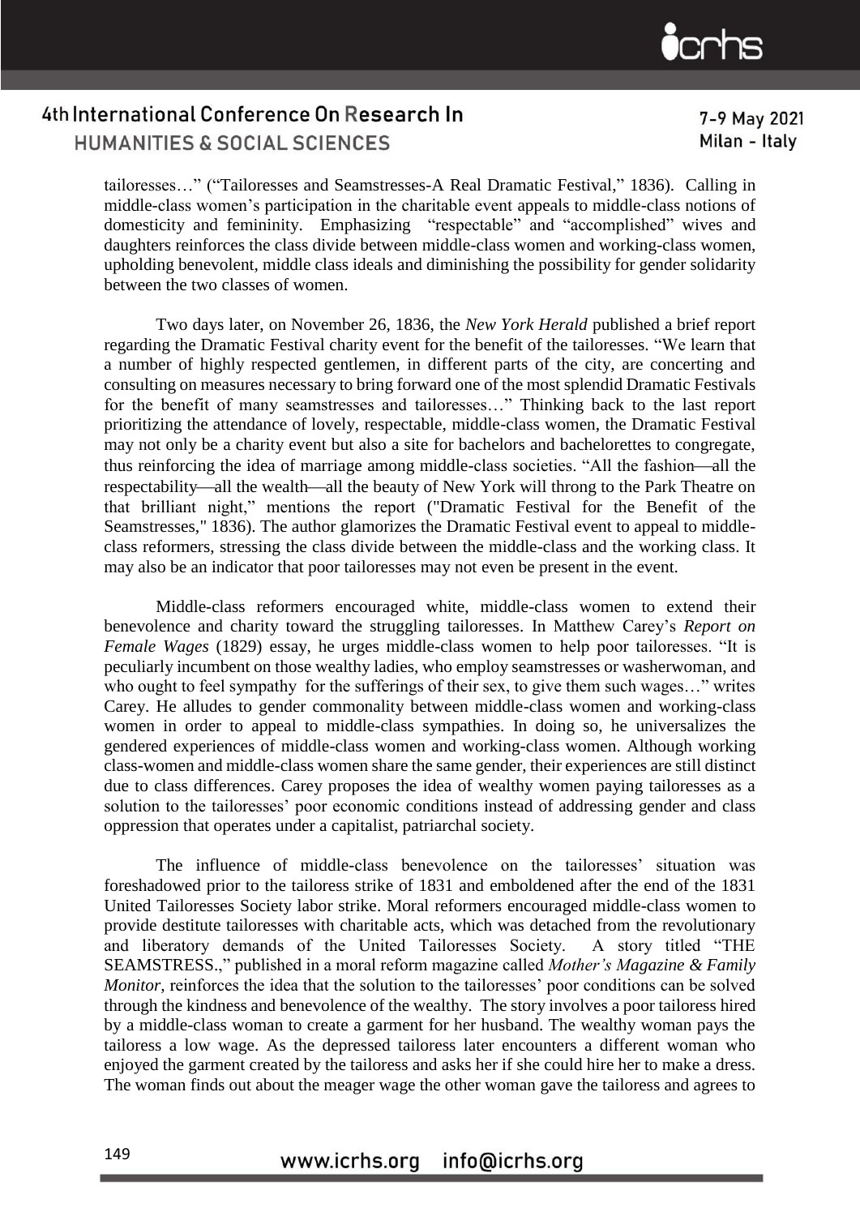tailoresses…" ("Tailoresses and Seamstresses-A Real Dramatic Festival," 1836). Calling in middle-class women's participation in the charitable event appeals to middle-class notions of domesticity and femininity. Emphasizing "respectable" and "accomplished" wives and daughters reinforces the class divide between middle-class women and working-class women, upholding benevolent, middle class ideals and diminishing the possibility for gender solidarity between the two classes of women.

Two days later, on November 26, 1836, the *New York Herald* published a brief report regarding the Dramatic Festival charity event for the benefit of the tailoresses. "We learn that a number of highly respected gentlemen, in different parts of the city, are concerting and consulting on measures necessary to bring forward one of the most splendid Dramatic Festivals for the benefit of many seamstresses and tailoresses…" Thinking back to the last report prioritizing the attendance of lovely, respectable, middle-class women, the Dramatic Festival may not only be a charity event but also a site for bachelors and bachelorettes to congregate, thus reinforcing the idea of marriage among middle-class societies. "All the fashion—all the respectability—all the wealth—all the beauty of New York will throng to the Park Theatre on that brilliant night," mentions the report ("Dramatic Festival for the Benefit of the Seamstresses," 1836). The author glamorizes the Dramatic Festival event to appeal to middle-class reformers, stressing the class divide between the middle-class and the working class. It may also be an indicator that poor tailoresses may not even be present in the event.

Middle-class reformers encouraged white, middle-class women to extend their benevolence and charity toward the struggling tailoresses. In Matthew Carey's *Report on Female Wages* (1829) essay, he urges middle-class women to help poor tailoresses. "It is peculiarly incumbent on those wealthy ladies, who employ seamstresses or washerwoman, and who ought to feel sympathy for the sufferings of their sex, to give them such wages…" writes Carey. He alludes to gender commonality between middle-class women and working-class women in order to appeal to middle-class sympathies. In doing so, he universalizes the gendered experiences of middle-class women and working-class women. Although working class-women and middle-class women share the same gender, their experiences are still distinct due to class differences. Carey proposes the idea of wealthy women paying tailoresses as a solution to the tailoresses' poor economic conditions instead of addressing gender and class oppression that operates under a capitalist, patriarchal society.

The influence of middle-class benevolence on the tailoresses' situation was foreshadowed prior to the tailoress strike of 1831 and emboldened after the end of the 1831 United Tailoresses Society labor strike. Moral reformers encouraged middle-class women to provide destitute tailoresses with charitable acts, which was detached from the revolutionary and liberatory demands of the United Tailoresses Society. A story titled "THE SEAMSTRESS.," published in a moral reform magazine called *Mother's Magazine & Family Monitor,* reinforces the idea that the solution to the tailoresses' poor conditions can be solved through the kindness and benevolence of the wealthy. The story involves a poor tailoress hired by a middle-class woman to create a garment for her husband. The wealthy woman pays the tailoress a low wage. As the depressed tailoress later encounters a different woman who enjoyed the garment created by the tailoress and asks her if she could hire her to make a dress. The woman finds out about the meager wage the other woman gave the tailoress and agrees to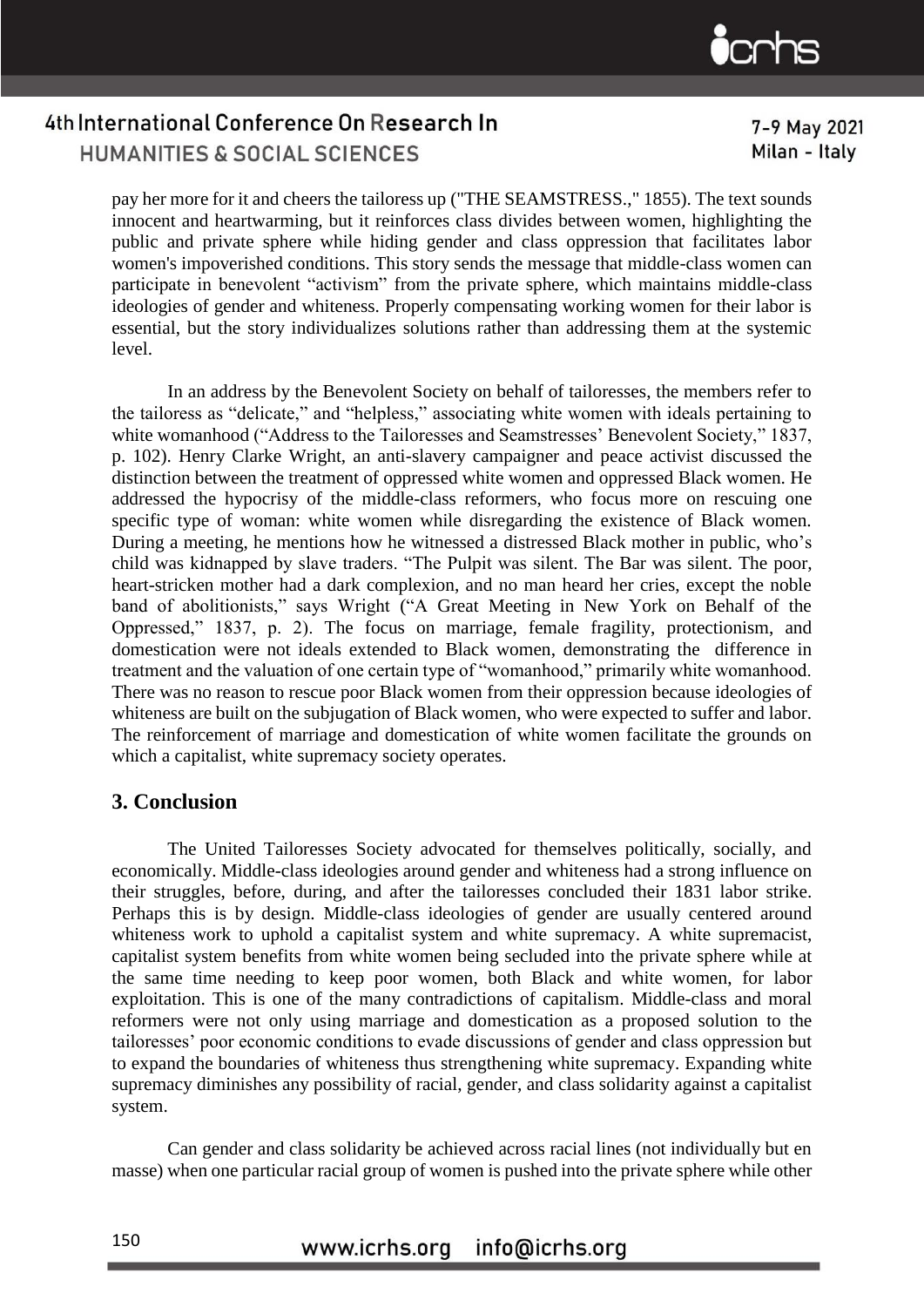pay her more for it and cheers the tailoress up ("THE SEAMSTRESS.," 1855). The text sounds innocent and heartwarming, but it reinforces class divides between women, highlighting the public and private sphere while hiding gender and class oppression that facilitates labor women's impoverished conditions. This story sends the message that middle-class women can participate in benevolent "activism" from the private sphere, which maintains middle-class ideologies of gender and whiteness. Properly compensating working women for their labor is essential, but the story individualizes solutions rather than addressing them at the systemic level.

In an address by the Benevolent Society on behalf of tailoresses, the members refer to the tailoress as "delicate," and "helpless," associating white women with ideals pertaining to white womanhood ("Address to the Tailoresses and Seamstresses' Benevolent Society," 1837, p. 102). Henry Clarke Wright, an anti-slavery campaigner and peace activist discussed the distinction between the treatment of oppressed white women and oppressed Black women. He addressed the hypocrisy of the middle-class reformers, who focus more on rescuing one specific type of woman: white women while disregarding the existence of Black women. During a meeting, he mentions how he witnessed a distressed Black mother in public, who's child was kidnapped by slave traders. "The Pulpit was silent. The Bar was silent. The poor, heart-stricken mother had a dark complexion, and no man heard her cries, except the noble band of abolitionists," says Wright ("A Great Meeting in New York on Behalf of the Oppressed," 1837, p. 2). The focus on marriage, female fragility, protectionism, and domestication were not ideals extended to Black women, demonstrating the difference in treatment and the valuation of one certain type of "womanhood," primarily white womanhood. There was no reason to rescue poor Black women from their oppression because ideologies of whiteness are built on the subjugation of Black women, who were expected to suffer and labor. The reinforcement of marriage and domestication of white women facilitate the grounds on which a capitalist, white supremacy society operates.

## 3. Conclusion

The United Tailoresses Society advocated for themselves politically, socially, and economically. Middle-class ideologies around gender and whiteness had a strong influence on their struggles, before, during, and after the tailoresses concluded their 1831 labor strike. Perhaps this is by design. Middle-class ideologies of gender are usually centered around whiteness work to uphold a capitalist system and white supremacy. A white supremacist, capitalist system benefits from white women being secluded into the private sphere while at the same time needing to keep poor women, both Black and white women, for labor exploitation. This is one of the many contradictions of capitalism. Middle-class and moral reformers were not only using marriage and domestication as a proposed solution to the tailoresses' poor economic conditions to evade discussions of gender and class oppression but to expand the boundaries of whiteness thus strengthening white supremacy. Expanding white supremacy diminishes any possibility of racial, gender, and class solidarity against a capitalist system.

Can gender and class solidarity be achieved across racial lines (not individually but en masse) when one particular racial group of women is pushed into the private sphere while other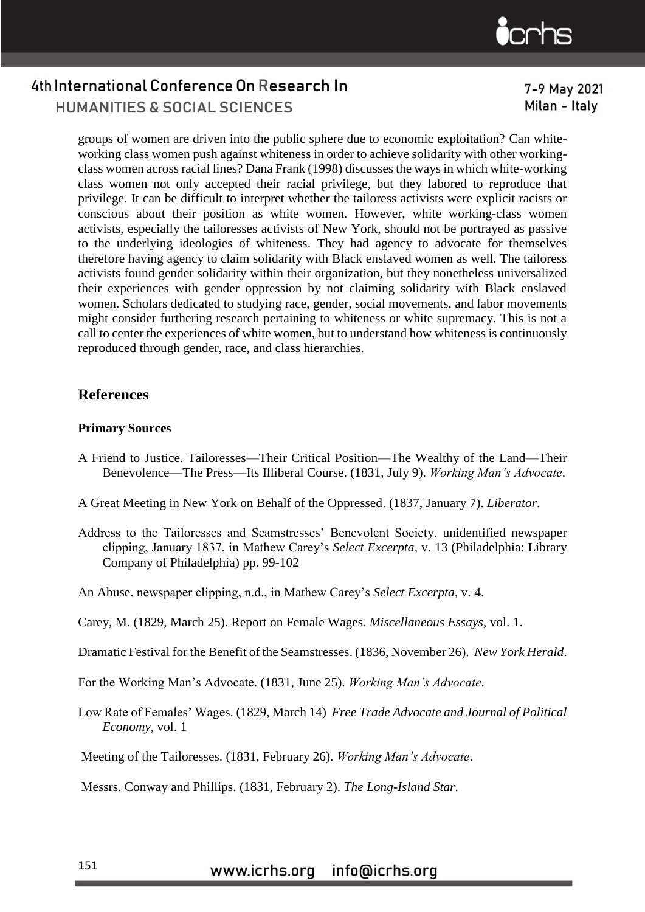groups of women are driven into the public sphere due to economic exploitation? Can white-working class women push against whiteness in order to achieve solidarity with other working-class women across racial lines? Dana Frank (1998) discusses the ways in which white-working class women not only accepted their racial privilege, but they labored to reproduce that privilege. It can be difficult to interpret whether the tailoress activists were explicit racists or conscious about their position as white women. However, white working-class women activists, especially the tailoresses activists of New York, should not be portrayed as passive to the underlying ideologies of whiteness. They had agency to advocate for themselves therefore having agency to claim solidarity with Black enslaved women as well. The tailoress activists found gender solidarity within their organization, but they nonetheless universalized their experiences with gender oppression by not claiming solidarity with Black enslaved women. Scholars dedicated to studying race, gender, social movements, and labor movements might consider furthering research pertaining to whiteness or white supremacy. This is not a call to center the experiences of white women, but to understand how whiteness is continuously reproduced through gender, race, and class hierarchies.

## References

### Primary Sources

A Friend to Justice. Tailoresses—Their Critical Position—The Wealthy of the Land—Their Benevolence—The Press—Its Illiberal Course. (1831, July 9). *Working Man's Advocate*.

A Great Meeting in New York on Behalf of the Oppressed. (1837, January 7). *Liberator*.

Address to the Tailoresses and Seamstresses' Benevolent Society. unidentified newspaper clipping, January 1837, in Mathew Carey's *Select Excerpta*, v. 13 (Philadelphia: Library Company of Philadelphia) pp. 99-102

An Abuse. newspaper clipping, n.d., in Mathew Carey's *Select Excerpta*, v. 4.

Carey, M. (1829, March 25). Report on Female Wages. *Miscellaneous Essays*, vol. 1.

Dramatic Festival for the Benefit of the Seamstresses. (1836, November 26). *New York Herald*.

For the Working Man's Advocate. (1831, June 25). *Working Man's Advocate*.

Low Rate of Females' Wages. (1829, March 14) *Free Trade Advocate and Journal of Political Economy*, vol. 1

Meeting of the Tailoresses. (1831, February 26). *Working Man's Advocate*.

Messrs. Conway and Phillips. (1831, February 2). *The Long-Island Star*.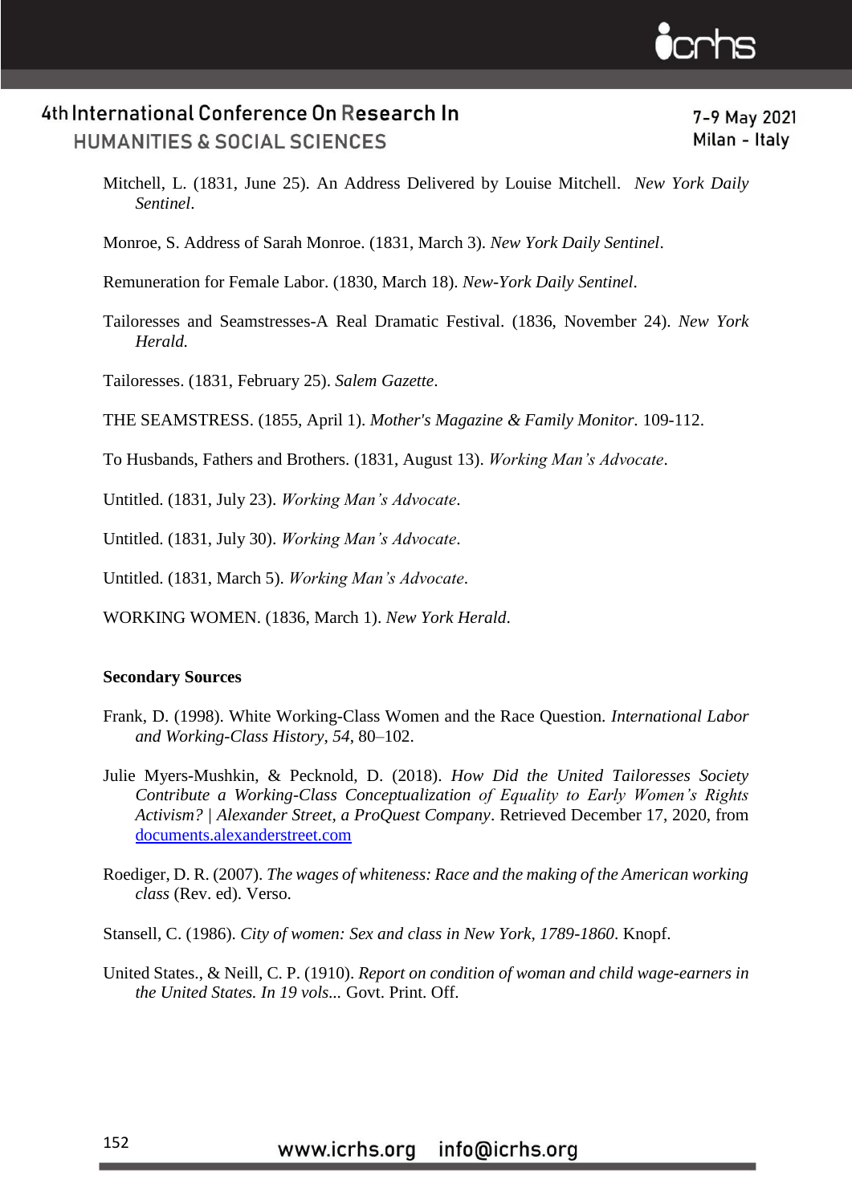Mitchell, L. (1831, June 25). An Address Delivered by Louise Mitchell. *New York Daily Sentinel*.

Monroe, S. Address of Sarah Monroe. (1831, March 3). *New York Daily Sentinel*.

Remuneration for Female Labor. (1830, March 18). *New-York Daily Sentinel*.

Tailoresses and Seamstresses-A Real Dramatic Festival. (1836, November 24). *New York Herald.*

Tailoresses. (1831, February 25). *Salem Gazette*.

THE SEAMSTRESS. (1855, April 1). *Mother's Magazine & Family Monitor*. 109-112.

To Husbands, Fathers and Brothers. (1831, August 13). *Working Man's Advocate*.

Untitled. (1831, July 23). *Working Man's Advocate*.

Untitled. (1831, July 30). *Working Man's Advocate*.

Untitled. (1831, March 5). *Working Man's Advocate*.

WORKING WOMEN. (1836, March 1). *New York Herald*.

**Secondary Sources**

Frank, D. (1998). White Working-Class Women and the Race Question. *International Labor and Working-Class History*, *54*, 80–102.

Julie Myers-Mushkin, & Pecknold, D. (2018). *How Did the United Tailoresses Society Contribute a Working-Class Conceptualization of Equality to Early Women's Rights Activism? | Alexander Street, a ProQuest Company*. Retrieved December 17, 2020, from documents.alexanderstreet.com

Roediger, D. R. (2007). *The wages of whiteness: Race and the making of the American working class* (Rev. ed). Verso.

Stansell, C. (1986). *City of women: Sex and class in New York, 1789-1860*. Knopf.

United States., & Neill, C. P. (1910). *Report on condition of woman and child wage-earners in the United States. In 19 vols..*. Govt. Print. Off.